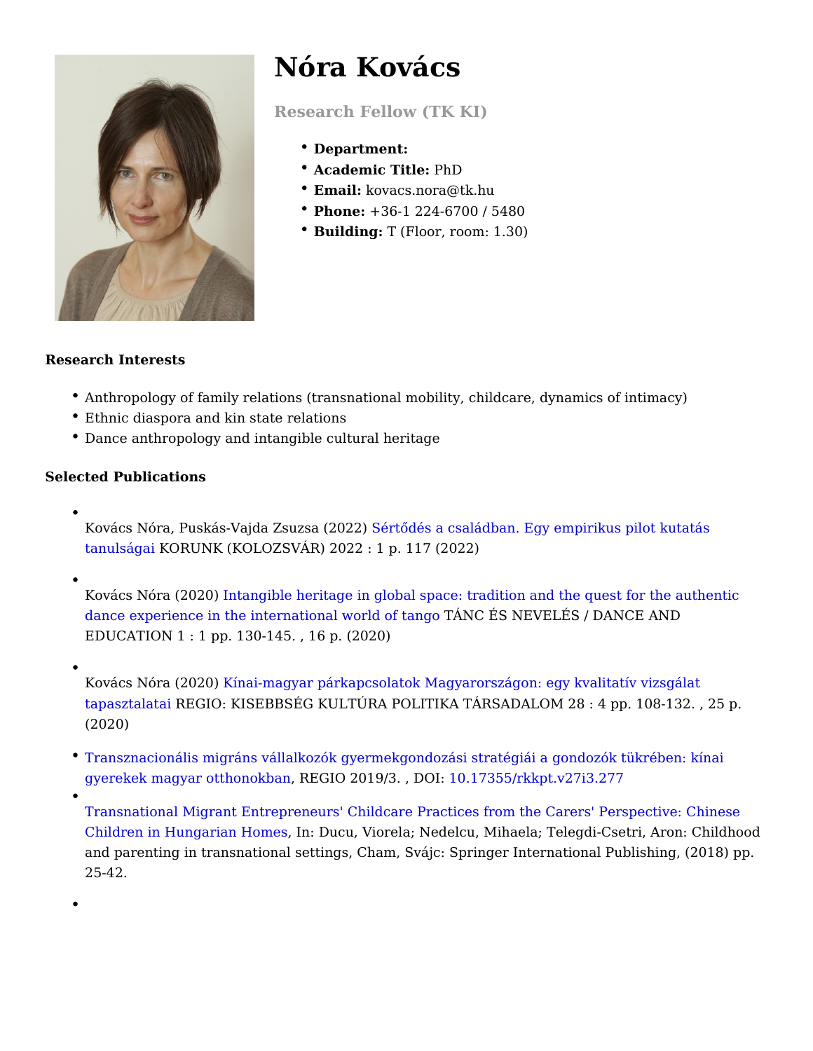# Nóra Kovács

## Research Fellow (TK KI)

- **Department:**
- **Academic Title:** PhD
- **Email:** kovacs.nora@tk.hu
- **Phone:** +36-1 224-6700 / 5480
- **Building:** T (Floor, room: 1.30)

**Research Interests**

- Anthropology of family relations (transnational mobility, childcare, dynamics of intimacy)
- Ethnic diaspora and kin state relations
- Dance anthropology and intangible cultural heritage

**Selected Publications**

- Kovács Nóra, Puskás-Vajda Zsuzsa (2022) Sértődés a családban. Egy empirikus pilot kutatás tanulságai KORUNK (KOLOZSVÁR) 2022 : 1 p. 117 (2022)
- Kovács Nóra (2020) Intangible heritage in global space: tradition and the quest for the authentic dance experience in the international world of tango TÁNC ÉS NEVELÉS / DANCE AND EDUCATION 1 : 1 pp. 130-145. , 16 p. (2020)
- Kovács Nóra (2020) Kínai-magyar párkapcsolatok Magyarországon: egy kvalitatív vizsgálat tapasztalatai REGIO: KISEBBSÉG KULTÚRA POLITIKA TÁRSADALOM 28 : 4 pp. 108-132. , 25 p. (2020)
- Transznacionális migráns vállalkozók gyermekgondozási stratégiái a gondozók tükrében: kínai gyerekek magyar otthonokban, REGIO 2019/3. , DOI: 10.17355/rkkpt.v27i3.277
- Transnational Migrant Entrepreneurs' Childcare Practices from the Carers' Perspective: Chinese Children in Hungarian Homes, In: Ducu, Viorela; Nedelcu, Mihaela; Telegdi-Csetri, Aron: Childhood and parenting in transnational settings, Cham, Svájc: Springer International Publishing, (2018) pp. 25-42.
-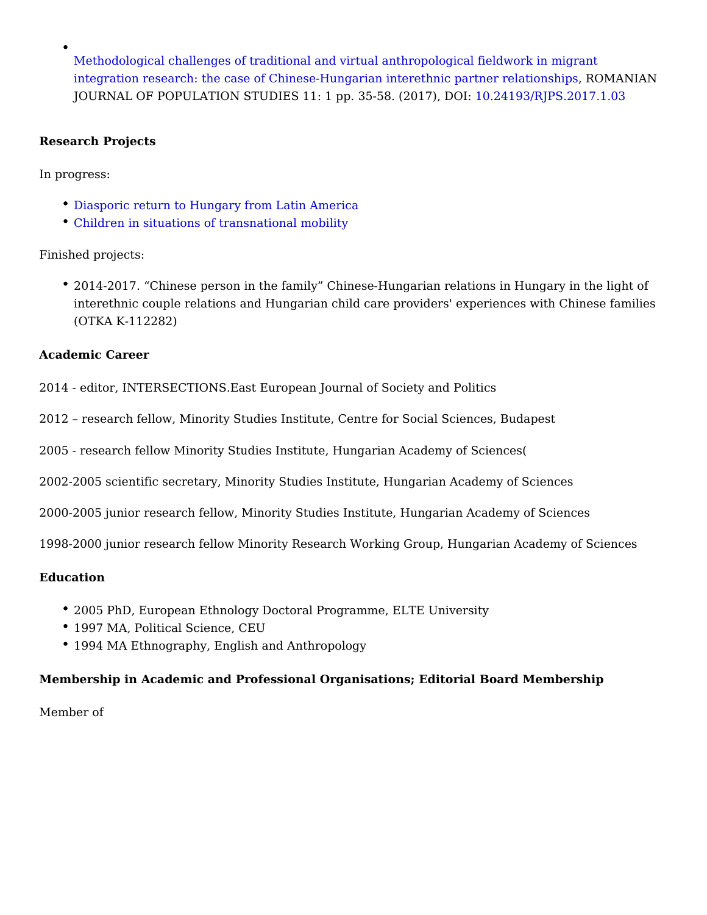- [Methodological challenges of traditional and virtual anthropological fieldwork in migrant integration research: the case of Chinese-Hungarian interethnic partner relationships](), ROMANIAN JOURNAL OF POPULATION STUDIES 11: 1 pp. 35-58. (2017), DOI: [10.24193/RJPS.2017.1.03]()

**Research Projects**

In progress:

- [Diasporic return to Hungary from Latin America]()
- [Children in situations of transnational mobility]()

Finished projects:

- 2014-2017. "Chinese person in the family" Chinese-Hungarian relations in Hungary in the light of interethnic couple relations and Hungarian child care providers' experiences with Chinese families (OTKA K-112282)

**Academic Career**

2014 - editor, INTERSECTIONS.East European Journal of Society and Politics

2012 – research fellow, Minority Studies Institute, Centre for Social Sciences, Budapest

2005 - research fellow Minority Studies Institute, Hungarian Academy of Sciences(

2002-2005 scientific secretary, Minority Studies Institute, Hungarian Academy of Sciences

2000-2005 junior research fellow, Minority Studies Institute, Hungarian Academy of Sciences

1998-2000 junior research fellow Minority Research Working Group, Hungarian Academy of Sciences

**Education**

- 2005 PhD, European Ethnology Doctoral Programme, ELTE University
- 1997 MA, Political Science, CEU
- 1994 MA Ethnography, English and Anthropology

**Membership in Academic and Professional Organisations; Editorial Board Membership**

Member of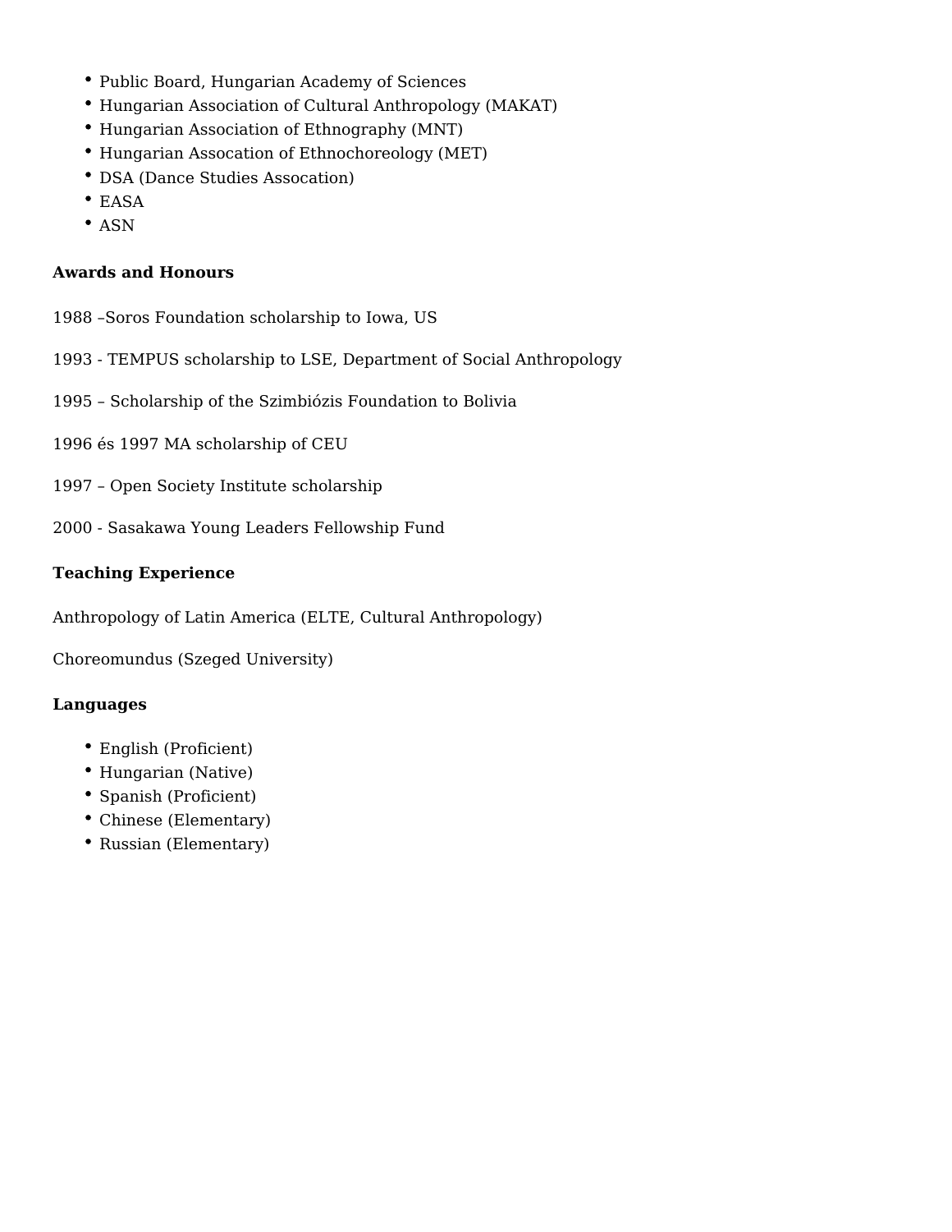- Public Board, Hungarian Academy of Sciences
- Hungarian Association of Cultural Anthropology (MAKAT)
- Hungarian Association of Ethnography (MNT)
- Hungarian Assocation of Ethnochoreology (MET)
- DSA (Dance Studies Assocation)
- EASA
- ASN

**Awards and Honours**

1988 –Soros Foundation scholarship to Iowa, US

1993 - TEMPUS scholarship to LSE, Department of Social Anthropology

1995 – Scholarship of the Szimbiózis Foundation to Bolivia

1996 és 1997 MA scholarship of CEU

1997 – Open Society Institute scholarship

2000 - Sasakawa Young Leaders Fellowship Fund

**Teaching Experience**

Anthropology of Latin America (ELTE, Cultural Anthropology)

Choreomundus (Szeged University)

**Languages**

- English (Proficient)
- Hungarian (Native)
- Spanish (Proficient)
- Chinese (Elementary)
- Russian (Elementary)